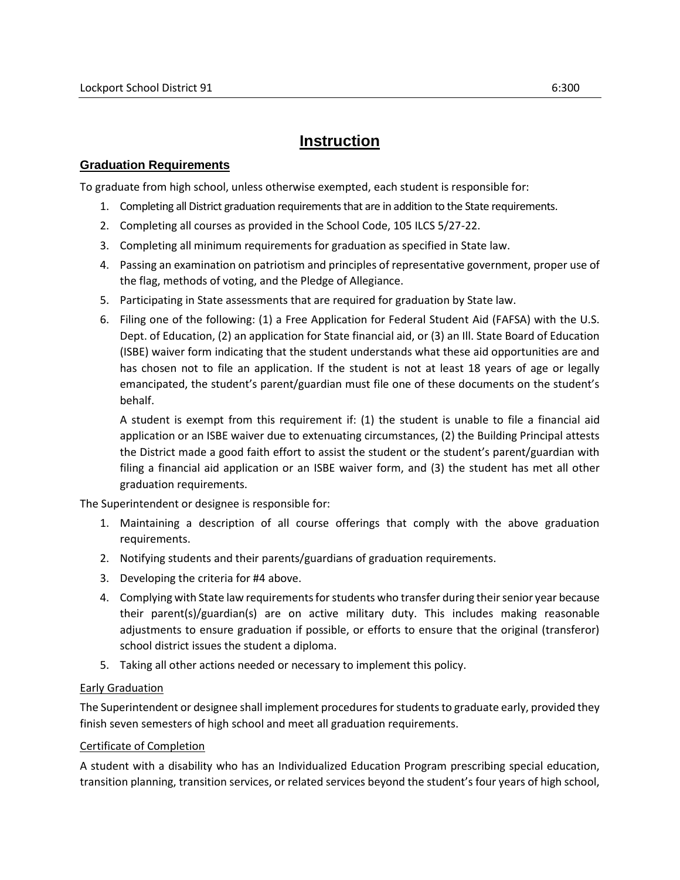# Instruction

## Graduation Requirements

To graduate from high school, unless otherwise exempted, each student is responsible for:

1. Completing all District graduation requirements that are in addition to the State requirements.
2. Completing all courses as provided in the School Code, 105 ILCS 5/27-22.
3. Completing all minimum requirements for graduation as specified in State law.
4. Passing an examination on patriotism and principles of representative government, proper use of the flag, methods of voting, and the Pledge of Allegiance.
5. Participating in State assessments that are required for graduation by State law.
6. Filing one of the following: (1) a Free Application for Federal Student Aid (FAFSA) with the U.S. Dept. of Education, (2) an application for State financial aid, or (3) an Ill. State Board of Education (ISBE) waiver form indicating that the student understands what these aid opportunities are and has chosen not to file an application. If the student is not at least 18 years of age or legally emancipated, the student's parent/guardian must file one of these documents on the student's behalf.

   A student is exempt from this requirement if: (1) the student is unable to file a financial aid application or an ISBE waiver due to extenuating circumstances, (2) the Building Principal attests the District made a good faith effort to assist the student or the student's parent/guardian with filing a financial aid application or an ISBE waiver form, and (3) the student has met all other graduation requirements.

The Superintendent or designee is responsible for:

1. Maintaining a description of all course offerings that comply with the above graduation requirements.
2. Notifying students and their parents/guardians of graduation requirements.
3. Developing the criteria for #4 above.
4. Complying with State law requirements for students who transfer during their senior year because their parent(s)/guardian(s) are on active military duty. This includes making reasonable adjustments to ensure graduation if possible, or efforts to ensure that the original (transferor) school district issues the student a diploma.
5. Taking all other actions needed or necessary to implement this policy.

### Early Graduation

The Superintendent or designee shall implement procedures for students to graduate early, provided they finish seven semesters of high school and meet all graduation requirements.

### Certificate of Completion

A student with a disability who has an Individualized Education Program prescribing special education, transition planning, transition services, or related services beyond the student's four years of high school,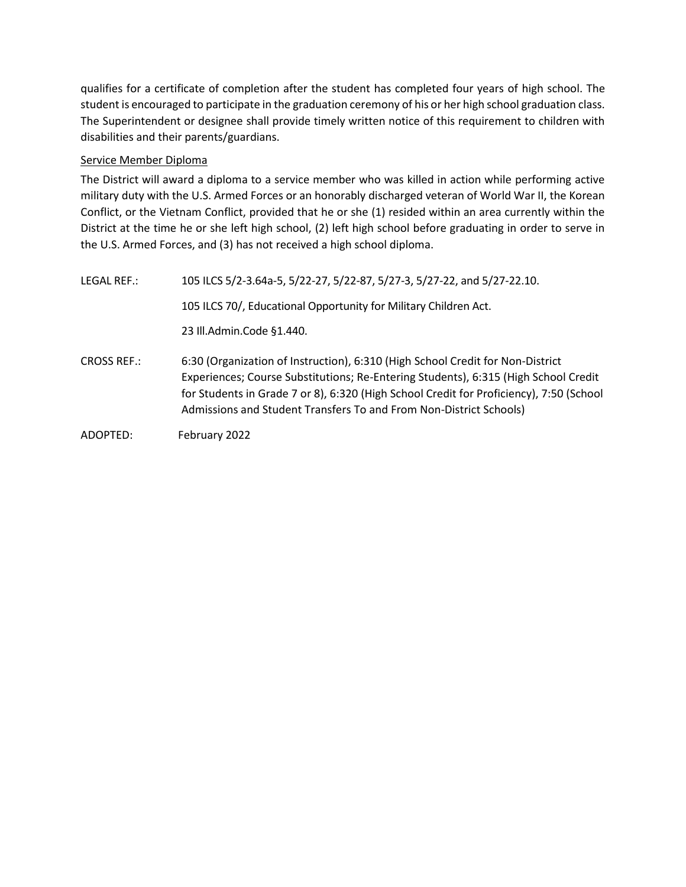qualifies for a certificate of completion after the student has completed four years of high school. The student is encouraged to participate in the graduation ceremony of his or her high school graduation class. The Superintendent or designee shall provide timely written notice of this requirement to children with disabilities and their parents/guardians.

Service Member Diploma

The District will award a diploma to a service member who was killed in action while performing active military duty with the U.S. Armed Forces or an honorably discharged veteran of World War II, the Korean Conflict, or the Vietnam Conflict, provided that he or she (1) resided within an area currently within the District at the time he or she left high school, (2) left high school before graduating in order to serve in the U.S. Armed Forces, and (3) has not received a high school diploma.

LEGAL REF.: 105 ILCS 5/2-3.64a-5, 5/22-27, 5/22-87, 5/27-3, 5/27-22, and 5/27-22.10.

105 ILCS 70/, Educational Opportunity for Military Children Act.

23 Ill.Admin.Code §1.440.

CROSS REF.: 6:30 (Organization of Instruction), 6:310 (High School Credit for Non-District Experiences; Course Substitutions; Re-Entering Students), 6:315 (High School Credit for Students in Grade 7 or 8), 6:320 (High School Credit for Proficiency), 7:50 (School Admissions and Student Transfers To and From Non-District Schools)

ADOPTED: February 2022